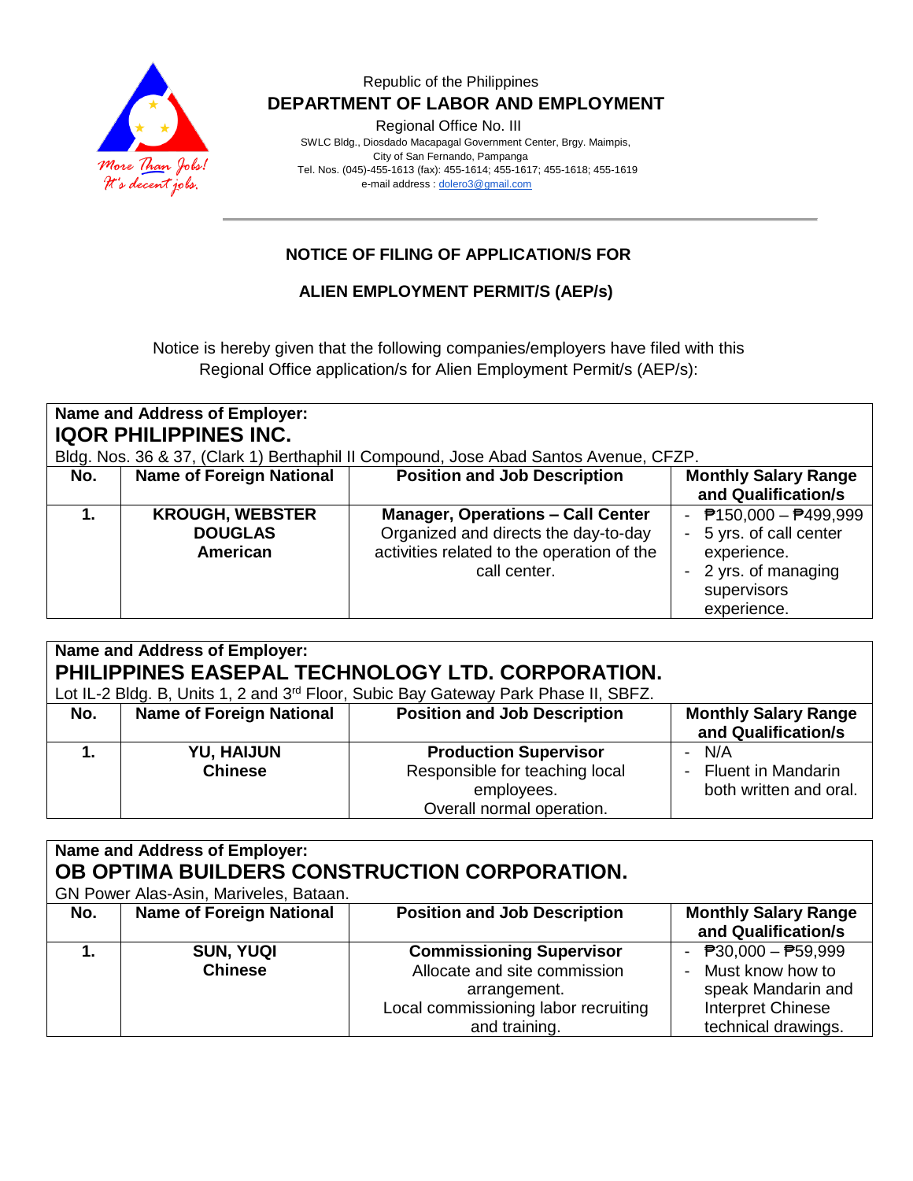Republic of the Philippines

**DEPARTMENT OF LABOR AND EMPLOYMENT**

Regional Office No. III

SWLC Bldg., Diosdado Macapagal Government Center, Brgy. Maimpis, City of San Fernando, Pampanga

Tel. Nos. (045)-455-1613 (fax): 455-1614; 455-1617; 455-1618; 455-1619

e-mail address : dolero3@gmail.com

**NOTICE OF FILING OF APPLICATION/S FOR**

**ALIEN EMPLOYMENT PERMIT/S (AEP/s)**

Notice is hereby given that the following companies/employers have filed with this Regional Office application/s for Alien Employment Permit/s (AEP/s):

**Name and Address of Employer:**
**IQOR PHILIPPINES INC.**
Bldg. Nos. 36 & 37, (Clark 1) Berthaphil II Compound, Jose Abad Santos Avenue, CFZP.

| No. | Name of Foreign National | Position and Job Description | Monthly Salary Range and Qualification/s |
|---|---|---|---|
| **1.** | **KROUGH, WEBSTER DOUGLAS** **American** | **Manager, Operations – Call Center** Organized and directs the day-to-day activities related to the operation of the call center. | - ₱150,000 – ₱499,999 - 5 yrs. of call center experience. - 2 yrs. of managing supervisors experience. |

**Name and Address of Employer:**
**PHILIPPINES EASEPAL TECHNOLOGY LTD. CORPORATION.**
Lot IL-2 Bldg. B, Units 1, 2 and 3rd Floor, Subic Bay Gateway Park Phase II, SBFZ.

| No. | Name of Foreign National | Position and Job Description | Monthly Salary Range and Qualification/s |
|---|---|---|---|
| **1.** | **YU, HAIJUN** **Chinese** | **Production Supervisor** Responsible for teaching local employees. Overall normal operation. | - N/A - Fluent in Mandarin both written and oral. |

**Name and Address of Employer:**
**OB OPTIMA BUILDERS CONSTRUCTION CORPORATION.**
GN Power Alas-Asin, Mariveles, Bataan.

| No. | Name of Foreign National | Position and Job Description | Monthly Salary Range and Qualification/s |
|---|---|---|---|
| **1.** | **SUN, YUQI** **Chinese** | **Commissioning Supervisor** Allocate and site commission arrangement. Local commissioning labor recruiting and training. | - ₱30,000 – ₱59,999 - Must know how to speak Mandarin and Interpret Chinese technical drawings. |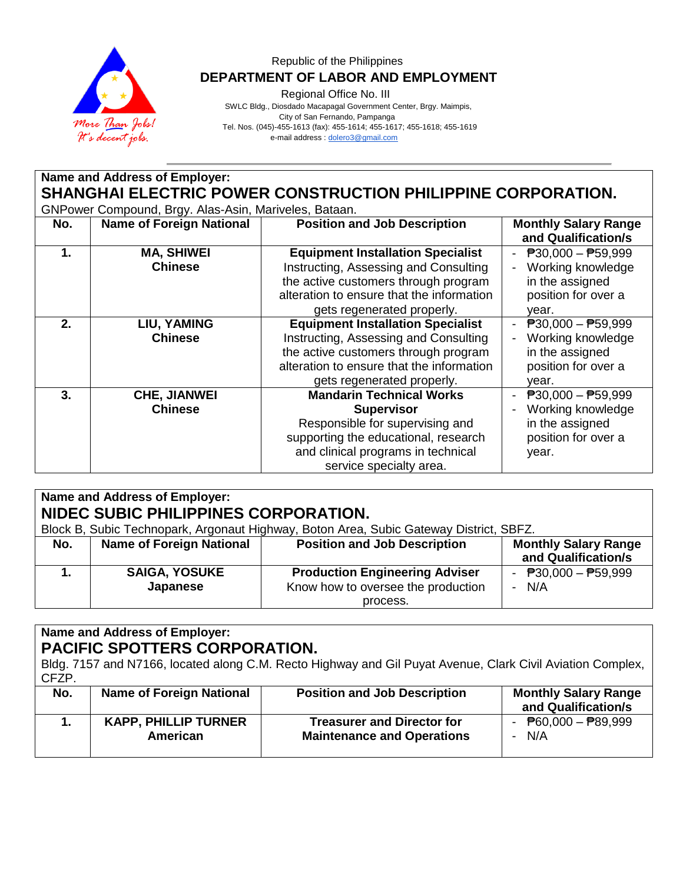Republic of the Philippines

**DEPARTMENT OF LABOR AND EMPLOYMENT**

Regional Office No. III

SWLC Bldg., Diosdado Macapagal Government Center, Brgy. Maimpis,
City of San Fernando, Pampanga
Tel. Nos. (045)-455-1613 (fax): 455-1614; 455-1617; 455-1618; 455-1619
e-mail address : dolero3@gmail.com

**Name and Address of Employer:**

**SHANGHAI ELECTRIC POWER CONSTRUCTION PHILIPPINE CORPORATION.**

GNPower Compound, Brgy. Alas-Asin, Mariveles, Bataan.

| No. | Name of Foreign National | Position and Job Description | Monthly Salary Range and Qualification/s |
|---|---|---|---|
| **1.** | **MA, SHIWEI**<br>**Chinese** | **Equipment Installation Specialist**<br>Instructing, Assessing and Consulting the active customers through program alteration to ensure that the information gets regenerated properly. | - ₱30,000 – ₱59,999<br>- Working knowledge in the assigned position for over a year. |
| **2.** | **LIU, YAMING**<br>**Chinese** | **Equipment Installation Specialist**<br>Instructing, Assessing and Consulting the active customers through program alteration to ensure that the information gets regenerated properly. | - ₱30,000 – ₱59,999<br>- Working knowledge in the assigned position for over a year. |
| **3.** | **CHE, JIANWEI**<br>**Chinese** | **Mandarin Technical Works Supervisor**<br>Responsible for supervising and supporting the educational, research and clinical programs in technical service specialty area. | - ₱30,000 – ₱59,999<br>- Working knowledge in the assigned position for over a year. |

**Name and Address of Employer:**

**NIDEC SUBIC PHILIPPINES CORPORATION.**

Block B, Subic Technopark, Argonaut Highway, Boton Area, Subic Gateway District, SBFZ.

| No. | Name of Foreign National | Position and Job Description | Monthly Salary Range and Qualification/s |
|---|---|---|---|
| **1.** | **SAIGA, YOSUKE**<br>**Japanese** | **Production Engineering Adviser**<br>Know how to oversee the production process. | - ₱30,000 – ₱59,999<br>- N/A |

**Name and Address of Employer:**

**PACIFIC SPOTTERS CORPORATION.**

Bldg. 7157 and N7166, located along C.M. Recto Highway and Gil Puyat Avenue, Clark Civil Aviation Complex, CFZP.

| No. | Name of Foreign National | Position and Job Description | Monthly Salary Range and Qualification/s |
|---|---|---|---|
| **1.** | **KAPP, PHILLIP TURNER**<br>**American** | **Treasurer and Director for Maintenance and Operations** | - ₱60,000 – ₱89,999<br>- N/A |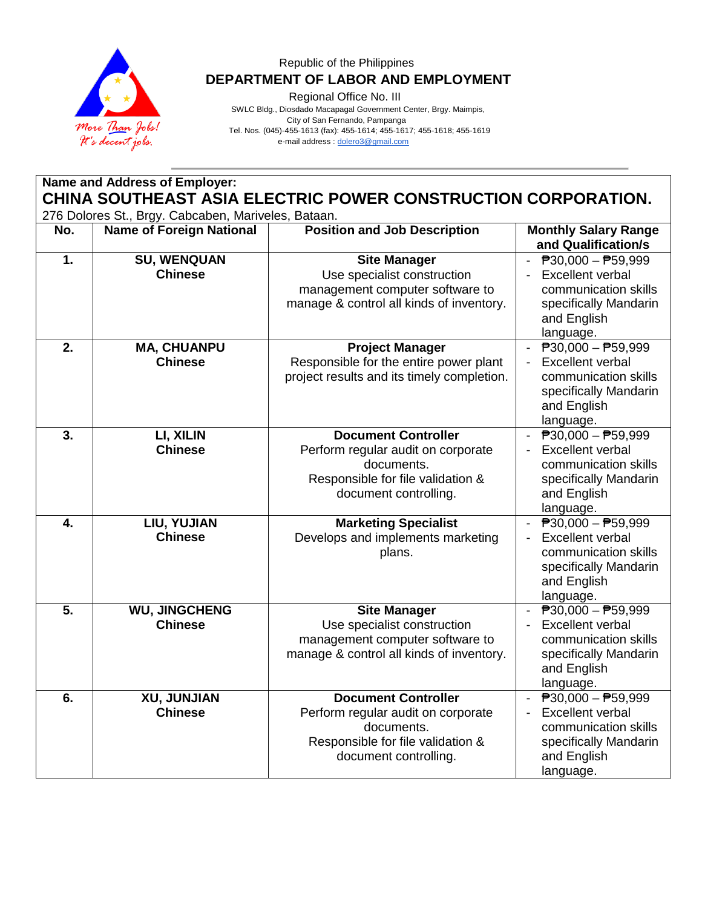Republic of the Philippines
**DEPARTMENT OF LABOR AND EMPLOYMENT**
Regional Office No. III
SWLC Bldg., Diosdado Macapagal Government Center, Brgy. Maimpis,
City of San Fernando, Pampanga
Tel. Nos. (045)-455-1613 (fax): 455-1614; 455-1617; 455-1618; 455-1619
e-mail address : dolero3@gmail.com

**Name and Address of Employer:**

**CHINA SOUTHEAST ASIA ELECTRIC POWER CONSTRUCTION CORPORATION.**

276 Dolores St., Brgy. Cabcaben, Mariveles, Bataan.

| No. | Name of Foreign National | Position and Job Description | Monthly Salary Range and Qualification/s |
|---|---|---|---|
| **1.** | **SU, WENQUAN**<br>**Chinese** | **Site Manager**<br>Use specialist construction management computer software to manage & control all kinds of inventory. | - ₱30,000 – ₱59,999<br>- Excellent verbal communication skills specifically Mandarin and English language. |
| **2.** | **MA, CHUANPU**<br>**Chinese** | **Project Manager**<br>Responsible for the entire power plant project results and its timely completion. | - ₱30,000 – ₱59,999<br>- Excellent verbal communication skills specifically Mandarin and English language. |
| **3.** | **LI, XILIN**<br>**Chinese** | **Document Controller**<br>Perform regular audit on corporate documents.<br>Responsible for file validation & document controlling. | - ₱30,000 – ₱59,999<br>- Excellent verbal communication skills specifically Mandarin and English language. |
| **4.** | **LIU, YUJIAN**<br>**Chinese** | **Marketing Specialist**<br>Develops and implements marketing plans. | - ₱30,000 – ₱59,999<br>- Excellent verbal communication skills specifically Mandarin and English language. |
| **5.** | **WU, JINGCHENG**<br>**Chinese** | **Site Manager**<br>Use specialist construction management computer software to manage & control all kinds of inventory. | - ₱30,000 – ₱59,999<br>- Excellent verbal communication skills specifically Mandarin and English language. |
| **6.** | **XU, JUNJIAN**<br>**Chinese** | **Document Controller**<br>Perform regular audit on corporate documents.<br>Responsible for file validation & document controlling. | - ₱30,000 – ₱59,999<br>- Excellent verbal communication skills specifically Mandarin and English language. |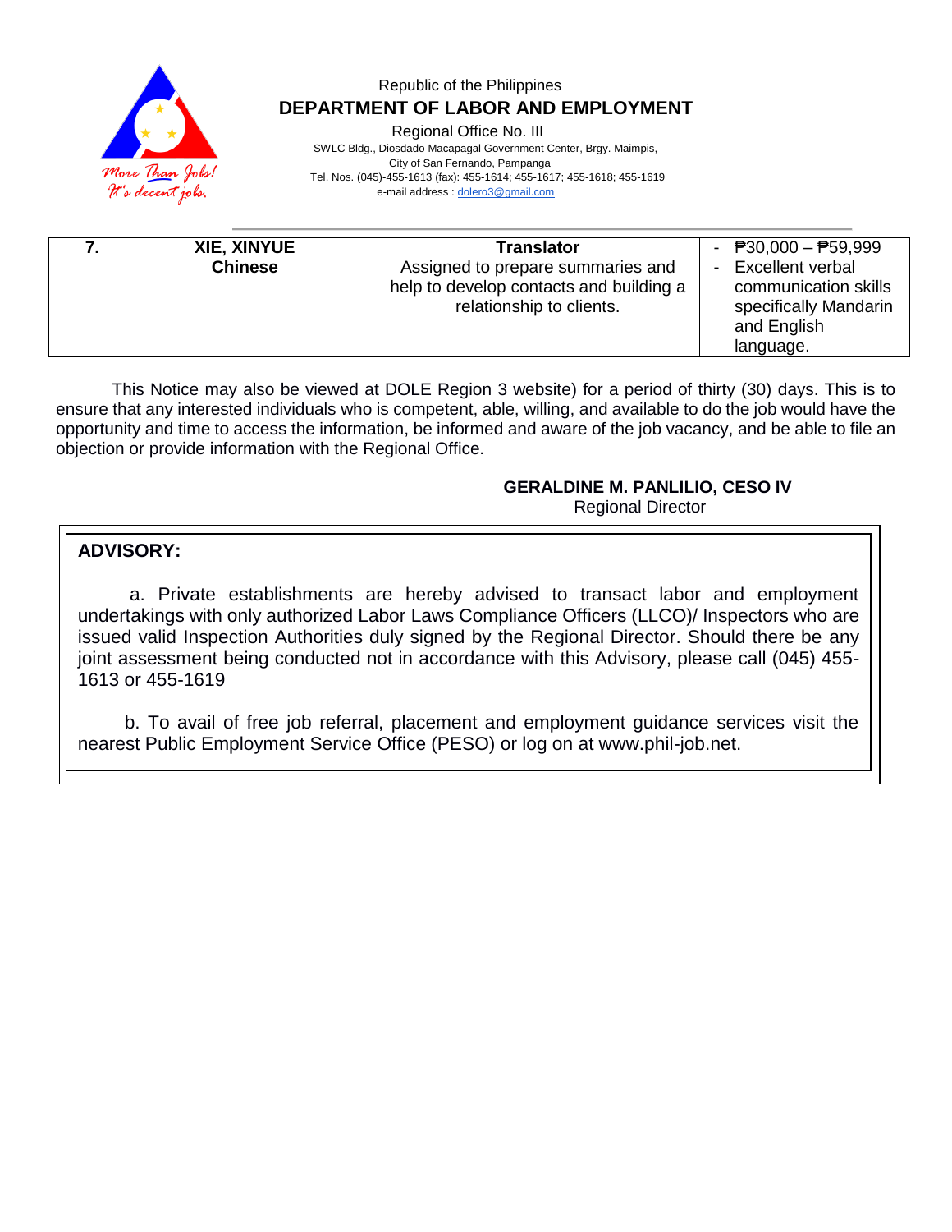Republic of the Philippines
**DEPARTMENT OF LABOR AND EMPLOYMENT**
Regional Office No. III
SWLC Bldg., Diosdado Macapagal Government Center, Brgy. Maimpis,
City of San Fernando, Pampanga
Tel. Nos. (045)-455-1613 (fax): 455-1614; 455-1617; 455-1618; 455-1619
e-mail address : dolero3@gmail.com

| | | | |
|---|---|---|---|
| **7.** | **XIE, XINYUE**<br>**Chinese** | **Translator**<br>Assigned to prepare summaries and help to develop contacts and building a relationship to clients. | - ₱30,000 – ₱59,999<br>- Excellent verbal communication skills specifically Mandarin and English language. |

This Notice may also be viewed at DOLE Region 3 website) for a period of thirty (30) days. This is to ensure that any interested individuals who is competent, able, willing, and available to do the job would have the opportunity and time to access the information, be informed and aware of the job vacancy, and be able to file an objection or provide information with the Regional Office.

**GERALDINE M. PANLILIO, CESO IV**
Regional Director

**ADVISORY:**

a. Private establishments are hereby advised to transact labor and employment undertakings with only authorized Labor Laws Compliance Officers (LLCO)/ Inspectors who are issued valid Inspection Authorities duly signed by the Regional Director. Should there be any joint assessment being conducted not in accordance with this Advisory, please call (045) 455-1613 or 455-1619

b. To avail of free job referral, placement and employment guidance services visit the nearest Public Employment Service Office (PESO) or log on at www.phil-job.net.